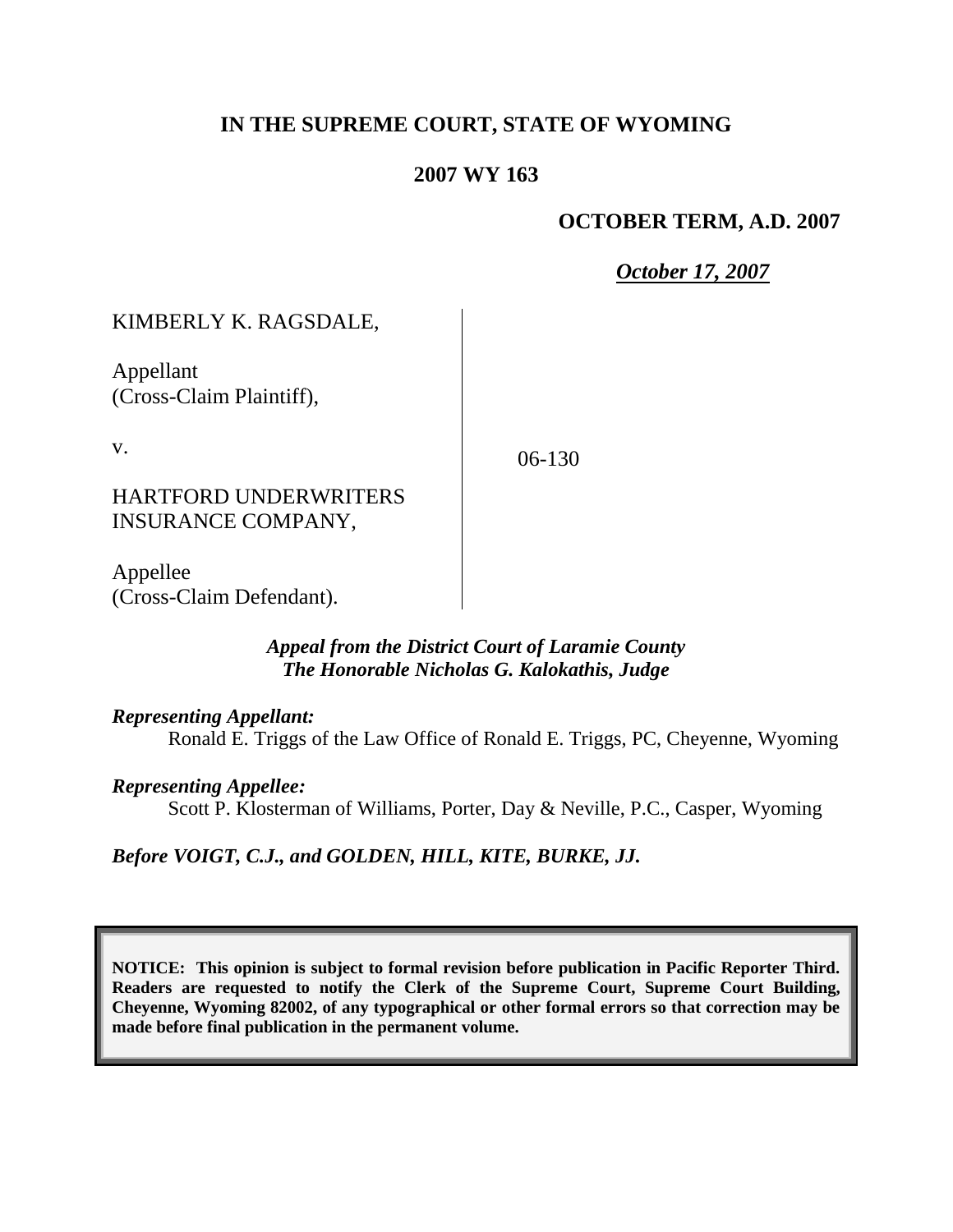# IN THE SUPREME COURT, STATE OF WYOMING

## 2007 WY 163

**OCTOBER TERM, A.D. 2007**

***October 17, 2007***

| | |
|---|---|
| KIMBERLY K. RAGSDALE,<br><br>Appellant<br>(Cross-Claim Plaintiff),<br><br>v.<br><br>HARTFORD UNDERWRITERS INSURANCE COMPANY,<br><br>Appellee<br>(Cross-Claim Defendant). | 06-130 |

***Appeal from the District Court of Laramie County***
***The Honorable Nicholas G. Kalokathis, Judge***

***Representing Appellant:***

Ronald E. Triggs of the Law Office of Ronald E. Triggs, PC, Cheyenne, Wyoming

***Representing Appellee:***

Scott P. Klosterman of Williams, Porter, Day & Neville, P.C., Casper, Wyoming

***Before VOIGT, C.J., and GOLDEN, HILL, KITE, BURKE, JJ.***

**NOTICE: This opinion is subject to formal revision before publication in Pacific Reporter Third. Readers are requested to notify the Clerk of the Supreme Court, Supreme Court Building, Cheyenne, Wyoming 82002, of any typographical or other formal errors so that correction may be made before final publication in the permanent volume.**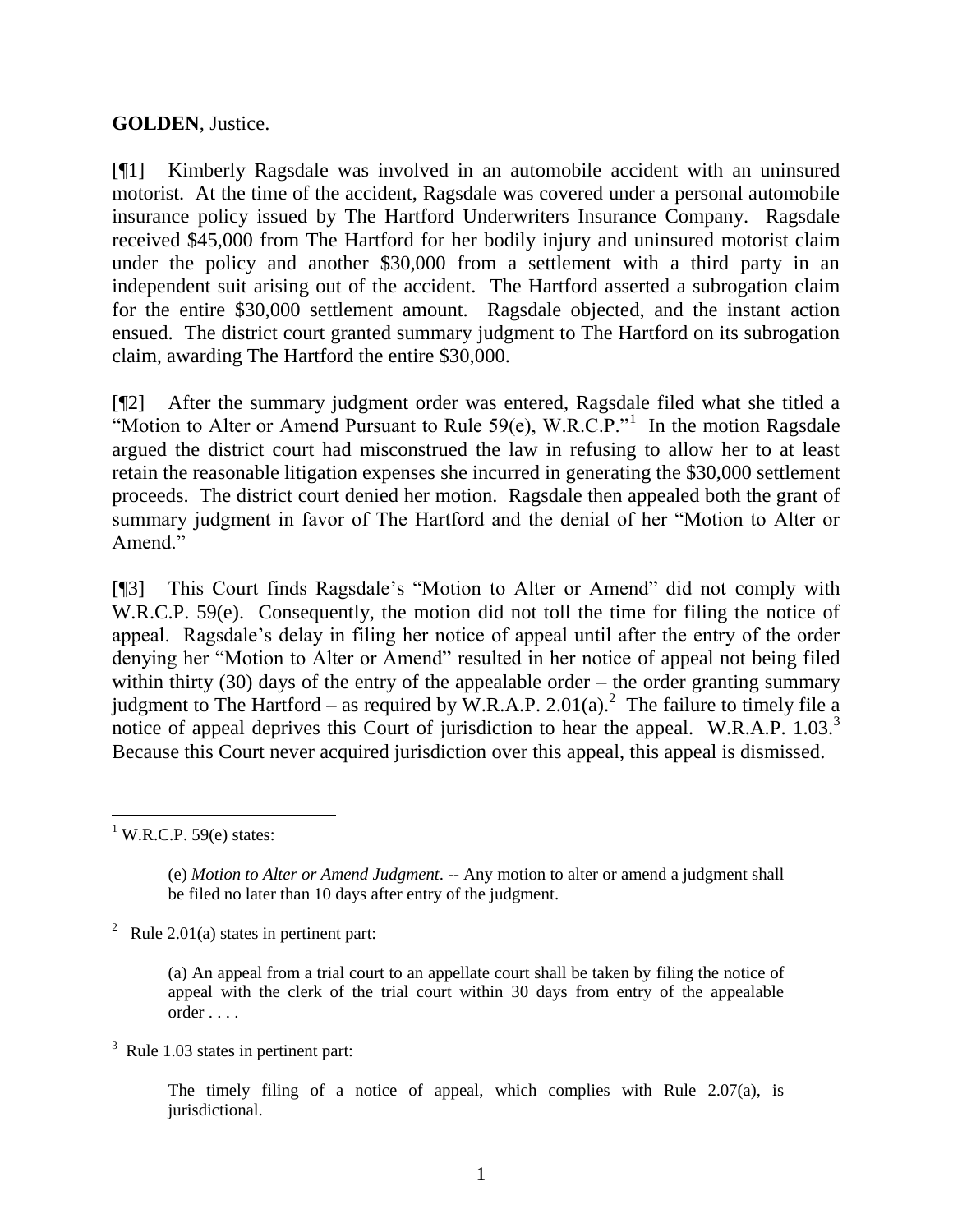**GOLDEN**, Justice.

[¶1] Kimberly Ragsdale was involved in an automobile accident with an uninsured motorist. At the time of the accident, Ragsdale was covered under a personal automobile insurance policy issued by The Hartford Underwriters Insurance Company. Ragsdale received $45,000 from The Hartford for her bodily injury and uninsured motorist claim under the policy and another $30,000 from a settlement with a third party in an independent suit arising out of the accident. The Hartford asserted a subrogation claim for the entire $30,000 settlement amount. Ragsdale objected, and the instant action ensued. The district court granted summary judgment to The Hartford on its subrogation claim, awarding The Hartford the entire $30,000.

[¶2] After the summary judgment order was entered, Ragsdale filed what she titled a "Motion to Alter or Amend Pursuant to Rule 59(e), W.R.C.P."[1] In the motion Ragsdale argued the district court had misconstrued the law in refusing to allow her to at least retain the reasonable litigation expenses she incurred in generating the $30,000 settlement proceeds. The district court denied her motion. Ragsdale then appealed both the grant of summary judgment in favor of The Hartford and the denial of her "Motion to Alter or Amend."

[¶3] This Court finds Ragsdale's "Motion to Alter or Amend" did not comply with W.R.C.P. 59(e). Consequently, the motion did not toll the time for filing the notice of appeal. Ragsdale's delay in filing her notice of appeal until after the entry of the order denying her "Motion to Alter or Amend" resulted in her notice of appeal not being filed within thirty (30) days of the entry of the appealable order – the order granting summary judgment to The Hartford – as required by W.R.A.P. 2.01(a).[2] The failure to timely file a notice of appeal deprives this Court of jurisdiction to hear the appeal. W.R.A.P. 1.03.[3] Because this Court never acquired jurisdiction over this appeal, this appeal is dismissed.

---

[1] W.R.C.P. 59(e) states:

> (e) *Motion to Alter or Amend Judgment*. -- Any motion to alter or amend a judgment shall be filed no later than 10 days after entry of the judgment.

[2] Rule 2.01(a) states in pertinent part:

> (a) An appeal from a trial court to an appellate court shall be taken by filing the notice of appeal with the clerk of the trial court within 30 days from entry of the appealable order . . . .

[3] Rule 1.03 states in pertinent part:

> The timely filing of a notice of appeal, which complies with Rule 2.07(a), is jurisdictional.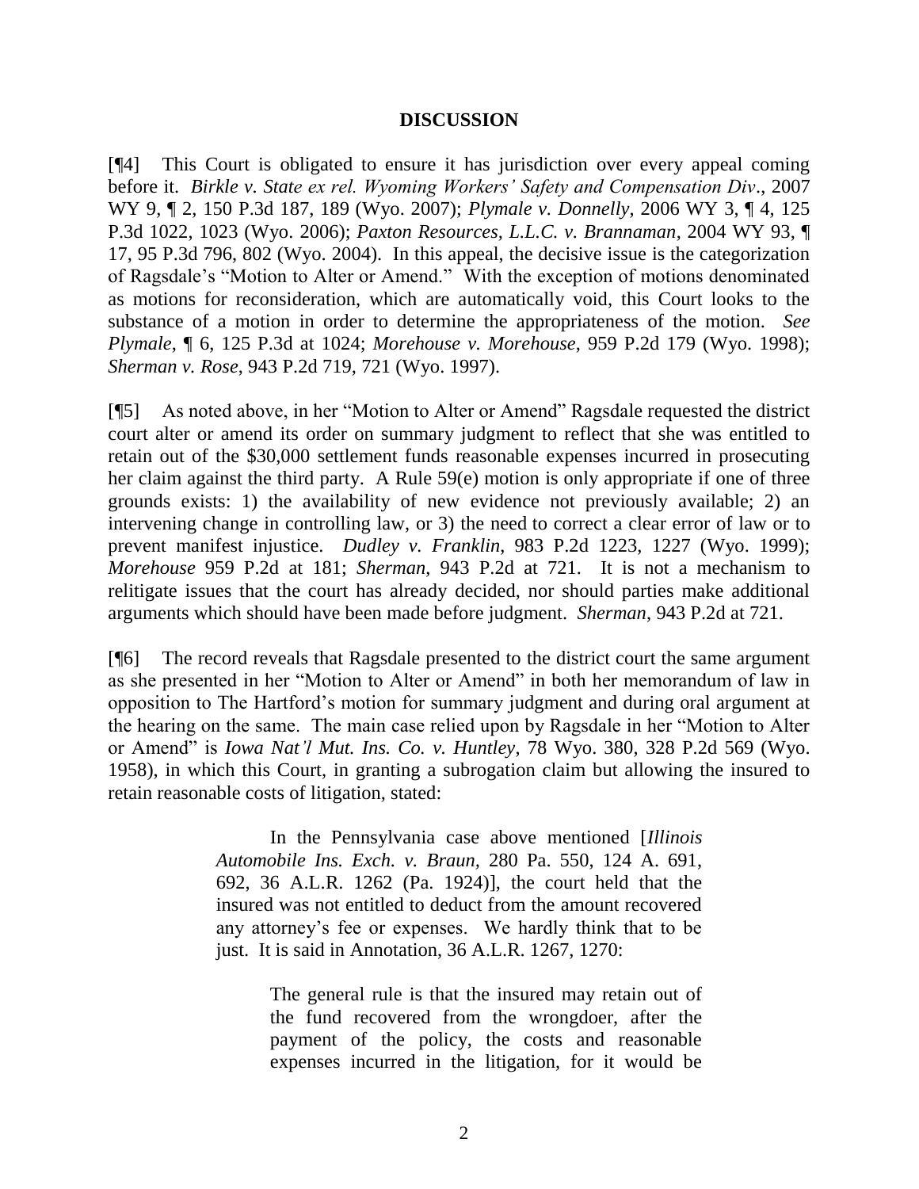## DISCUSSION

[¶4] This Court is obligated to ensure it has jurisdiction over every appeal coming before it. *Birkle v. State ex rel. Wyoming Workers' Safety and Compensation Div*., 2007 WY 9, ¶ 2, 150 P.3d 187, 189 (Wyo. 2007); *Plymale v. Donnelly*, 2006 WY 3, ¶ 4, 125 P.3d 1022, 1023 (Wyo. 2006); *Paxton Resources, L.L.C. v. Brannaman*, 2004 WY 93, ¶ 17, 95 P.3d 796, 802 (Wyo. 2004). In this appeal, the decisive issue is the categorization of Ragsdale's "Motion to Alter or Amend." With the exception of motions denominated as motions for reconsideration, which are automatically void, this Court looks to the substance of a motion in order to determine the appropriateness of the motion. *See Plymale*, ¶ 6, 125 P.3d at 1024; *Morehouse v. Morehouse*, 959 P.2d 179 (Wyo. 1998); *Sherman v. Rose*, 943 P.2d 719, 721 (Wyo. 1997).

[¶5] As noted above, in her "Motion to Alter or Amend" Ragsdale requested the district court alter or amend its order on summary judgment to reflect that she was entitled to retain out of the $30,000 settlement funds reasonable expenses incurred in prosecuting her claim against the third party. A Rule 59(e) motion is only appropriate if one of three grounds exists: 1) the availability of new evidence not previously available; 2) an intervening change in controlling law, or 3) the need to correct a clear error of law or to prevent manifest injustice. *Dudley v. Franklin*, 983 P.2d 1223, 1227 (Wyo. 1999); *Morehouse* 959 P.2d at 181; *Sherman*, 943 P.2d at 721. It is not a mechanism to relitigate issues that the court has already decided, nor should parties make additional arguments which should have been made before judgment. *Sherman*, 943 P.2d at 721.

[¶6] The record reveals that Ragsdale presented to the district court the same argument as she presented in her "Motion to Alter or Amend" in both her memorandum of law in opposition to The Hartford's motion for summary judgment and during oral argument at the hearing on the same. The main case relied upon by Ragsdale in her "Motion to Alter or Amend" is *Iowa Nat'l Mut. Ins. Co. v. Huntley*, 78 Wyo. 380, 328 P.2d 569 (Wyo. 1958), in which this Court, in granting a subrogation claim but allowing the insured to retain reasonable costs of litigation, stated:

> In the Pennsylvania case above mentioned [*Illinois Automobile Ins. Exch. v. Braun,* 280 Pa. 550, 124 A. 691, 692, 36 A.L.R. 1262 (Pa. 1924)], the court held that the insured was not entitled to deduct from the amount recovered any attorney's fee or expenses. We hardly think that to be just. It is said in Annotation, 36 A.L.R. 1267, 1270:
>
> > The general rule is that the insured may retain out of the fund recovered from the wrongdoer, after the payment of the policy, the costs and reasonable expenses incurred in the litigation, for it would be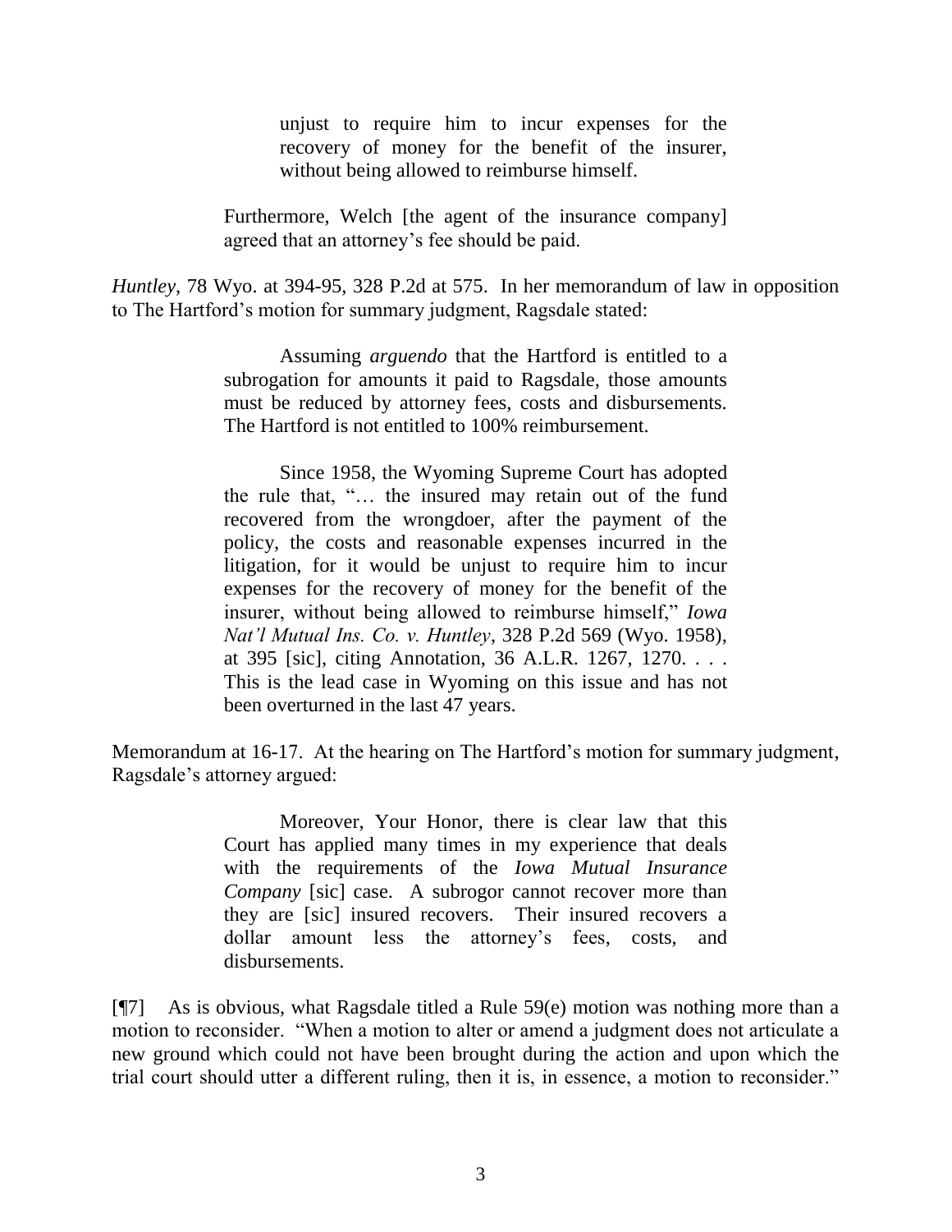> unjust to require him to incur expenses for the recovery of money for the benefit of the insurer, without being allowed to reimburse himself.
>
> Furthermore, Welch [the agent of the insurance company] agreed that an attorney's fee should be paid.

*Huntley*, 78 Wyo. at 394-95, 328 P.2d at 575. In her memorandum of law in opposition to The Hartford's motion for summary judgment, Ragsdale stated:

> Assuming *arguendo* that the Hartford is entitled to a subrogation for amounts it paid to Ragsdale, those amounts must be reduced by attorney fees, costs and disbursements. The Hartford is not entitled to 100% reimbursement.
>
> Since 1958, the Wyoming Supreme Court has adopted the rule that, "… the insured may retain out of the fund recovered from the wrongdoer, after the payment of the policy, the costs and reasonable expenses incurred in the litigation, for it would be unjust to require him to incur expenses for the recovery of money for the benefit of the insurer, without being allowed to reimburse himself," *Iowa Nat'l Mutual Ins. Co. v. Huntley*, 328 P.2d 569 (Wyo. 1958), at 395 [sic], citing Annotation, 36 A.L.R. 1267, 1270. . . . This is the lead case in Wyoming on this issue and has not been overturned in the last 47 years.

Memorandum at 16-17. At the hearing on The Hartford's motion for summary judgment, Ragsdale's attorney argued:

> Moreover, Your Honor, there is clear law that this Court has applied many times in my experience that deals with the requirements of the *Iowa Mutual Insurance Company* [sic] case. A subrogor cannot recover more than they are [sic] insured recovers. Their insured recovers a dollar amount less the attorney's fees, costs, and disbursements.

[¶7] As is obvious, what Ragsdale titled a Rule 59(e) motion was nothing more than a motion to reconsider. "When a motion to alter or amend a judgment does not articulate a new ground which could not have been brought during the action and upon which the trial court should utter a different ruling, then it is, in essence, a motion to reconsider."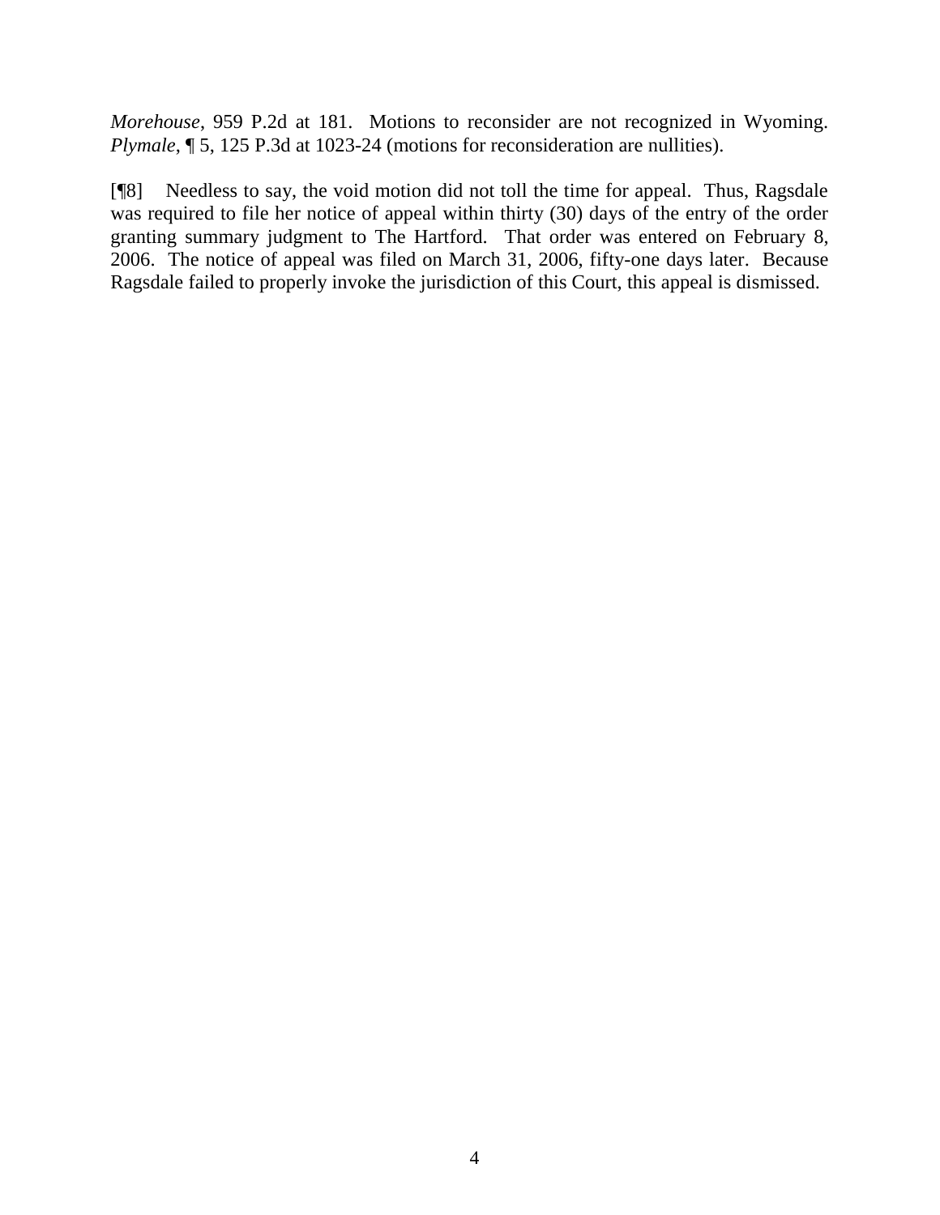*Morehouse*, 959 P.2d at 181. Motions to reconsider are not recognized in Wyoming. *Plymale*, ¶ 5, 125 P.3d at 1023-24 (motions for reconsideration are nullities).

[¶8] Needless to say, the void motion did not toll the time for appeal. Thus, Ragsdale was required to file her notice of appeal within thirty (30) days of the entry of the order granting summary judgment to The Hartford. That order was entered on February 8, 2006. The notice of appeal was filed on March 31, 2006, fifty-one days later. Because Ragsdale failed to properly invoke the jurisdiction of this Court, this appeal is dismissed.